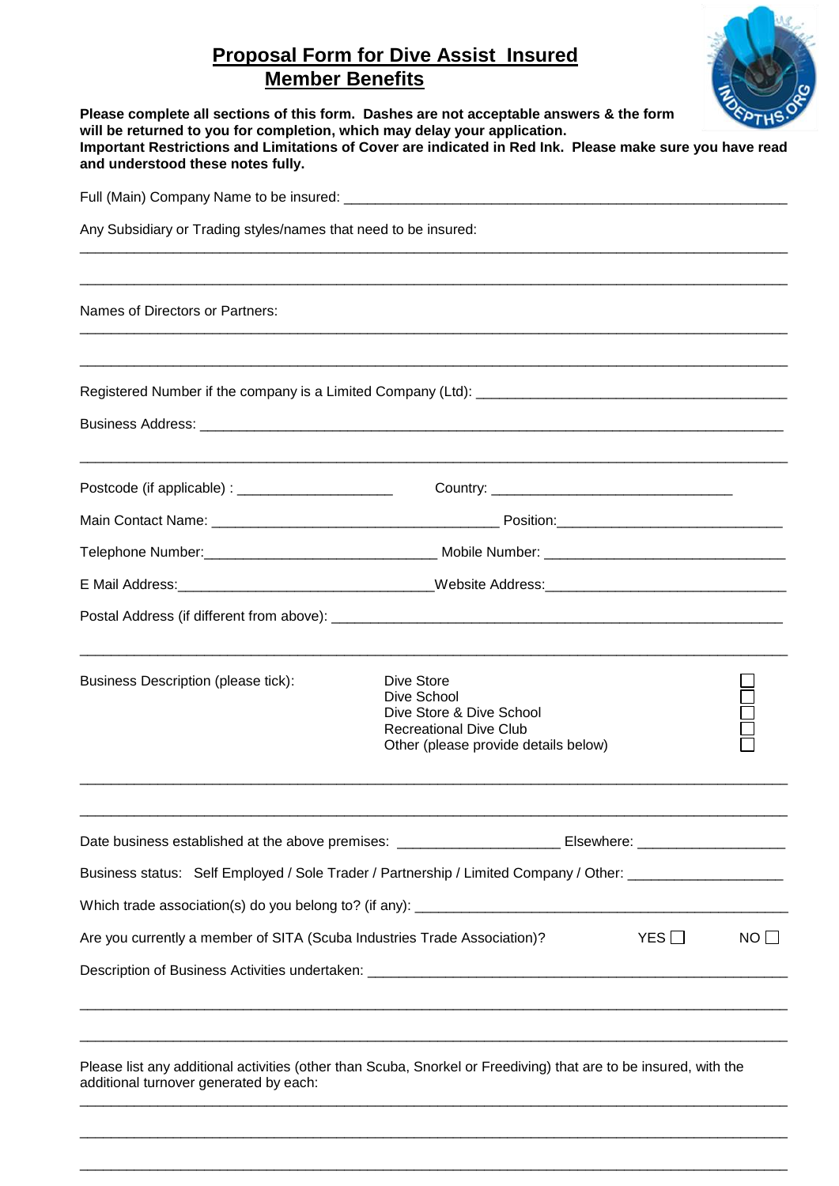# Proposal Form for Dive Assist Insured Member Benefits

**Please complete all sections of this form. Dashes are not acceptable answers & the form will be returned to you for completion, which may delay your application.**
**Important Restrictions and Limitations of Cover are indicated in Red Ink. Please make sure you have read and understood these notes fully.**

Full (Main) Company Name to be insured: ___________________________________________

Any Subsidiary or Trading styles/names that need to be insured:

___________________________________________________________________________

___________________________________________________________________________

Names of Directors or Partners:

___________________________________________________________________________

___________________________________________________________________________

Registered Number if the company is a Limited Company (Ltd): ______________________________

Business Address: _________________________________________________________

___________________________________________________________________________

Postcode (if applicable) : ____________________ Country: ______________________________

Main Contact Name: ____________________________ Position: ___________________________

Telephone Number: ____________________________ Mobile Number: ______________________

E Mail Address: _______________________________ Website Address: _____________________

Postal Address (if different from above): ____________________________________________

___________________________________________________________________________

Business Description (please tick):

- Dive Store ☐
- Dive School ☐
- Dive Store & Dive School ☐
- Recreational Dive Club ☐
- Other (please provide details below) ☐

___________________________________________________________________________

___________________________________________________________________________

Date business established at the above premises: ____________________ Elsewhere: __________________

Business status: Self Employed / Sole Trader / Partnership / Limited Company / Other: ___________________

Which trade association(s) do you belong to? (if any): ______________________________________

Are you currently a member of SITA (Scuba Industries Trade Association)? YES ☐ NO ☐

Description of Business Activities undertaken: ___________________________________________

___________________________________________________________________________

___________________________________________________________________________

Please list any additional activities (other than Scuba, Snorkel or Freediving) that are to be insured, with the additional turnover generated by each:

___________________________________________________________________________

___________________________________________________________________________

___________________________________________________________________________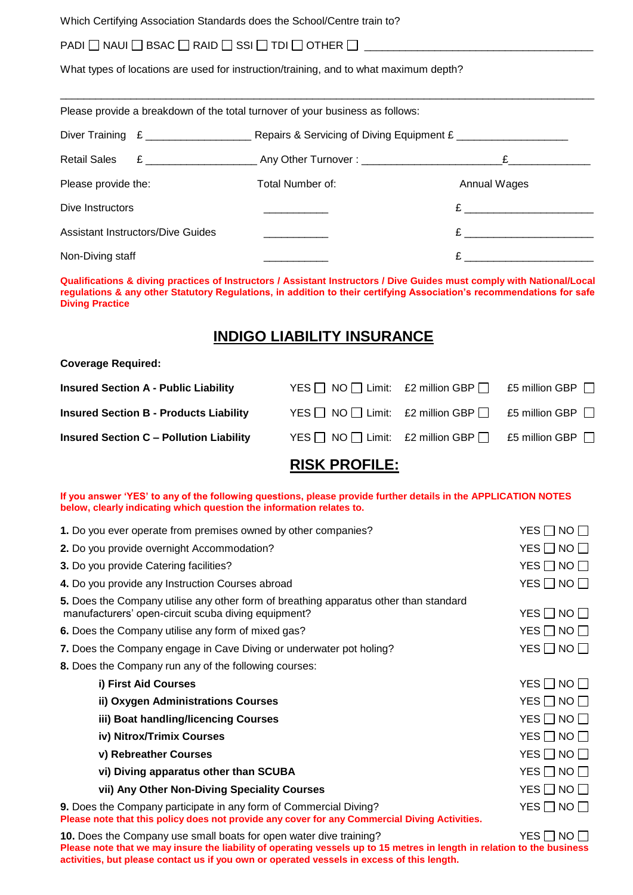Which Certifying Association Standards does the School/Centre train to?

PADI ☐ NAUI ☐ BSAC ☐ RAID ☐ SSI ☐ TDI ☐ OTHER ☐ ________________________________________

What types of locations are used for instruction/training, and to what maximum depth?

________________________________________________________________________________

Please provide a breakdown of the total turnover of your business as follows:

Diver Training £ __________________ Repairs & Servicing of Diving Equipment £ ___________________

Retail Sales £ ___________________ Any Other Turnover : ________________________£______________

| Please provide the: | Total Number of: | Annual Wages |
|---|---|---|
| Dive Instructors | ___________ | £ ______________________ |
| Assistant Instructors/Dive Guides | ___________ | £ ______________________ |
| Non-Diving staff | ___________ | £ ______________________ |

**Qualifications & diving practices of Instructors / Assistant Instructors / Dive Guides must comply with National/Local regulations & any other Statutory Regulations, in addition to their certifying Association's recommendations for safe Diving Practice**

## INDIGO LIABILITY INSURANCE

**Coverage Required:**

| | | | |
|---|---|---|---|
| **Insured Section A - Public Liability** | YES ☐ NO ☐ Limit: | £2 million GBP ☐ | £5 million GBP ☐ |
| **Insured Section B - Products Liability** | YES ☐ NO ☐ Limit: | £2 million GBP ☐ | £5 million GBP ☐ |
| **Insured Section C – Pollution Liability** | YES ☐ NO ☐ Limit: | £2 million GBP ☐ | £5 million GBP ☐ |

## RISK PROFILE:

**If you answer 'YES' to any of the following questions, please provide further details in the APPLICATION NOTES below, clearly indicating which question the information relates to.**

**1.** Do you ever operate from premises owned by other companies? YES ☐ NO ☐

**2.** Do you provide overnight Accommodation? YES ☐ NO ☐

**3.** Do you provide Catering facilities? YES ☐ NO ☐

**4.** Do you provide any Instruction Courses abroad YES ☐ NO ☐

**5.** Does the Company utilise any other form of breathing apparatus other than standard manufacturers' open-circuit scuba diving equipment? YES ☐ NO ☐

**6.** Does the Company utilise any form of mixed gas? YES ☐ NO ☐

**7.** Does the Company engage in Cave Diving or underwater pot holing? YES ☐ NO ☐

**8.** Does the Company run any of the following courses:

- **i) First Aid Courses** YES ☐ NO ☐
- **ii) Oxygen Administrations Courses** YES ☐ NO ☐
- **iii) Boat handling/licencing Courses** YES ☐ NO ☐
- **iv) Nitrox/Trimix Courses** YES ☐ NO ☐
- **v) Rebreather Courses** YES ☐ NO ☐
- **vi) Diving apparatus other than SCUBA** YES ☐ NO ☐
- **vii) Any Other Non-Diving Speciality Courses** YES ☐ NO ☐

**9.** Does the Company participate in any form of Commercial Diving? YES ☐ NO ☐
**Please note that this policy does not provide any cover for any Commercial Diving Activities.**

**10.** Does the Company use small boats for open water dive training? YES ☐ NO ☐
**Please note that we may insure the liability of operating vessels up to 15 metres in length in relation to the business activities, but please contact us if you own or operated vessels in excess of this length.**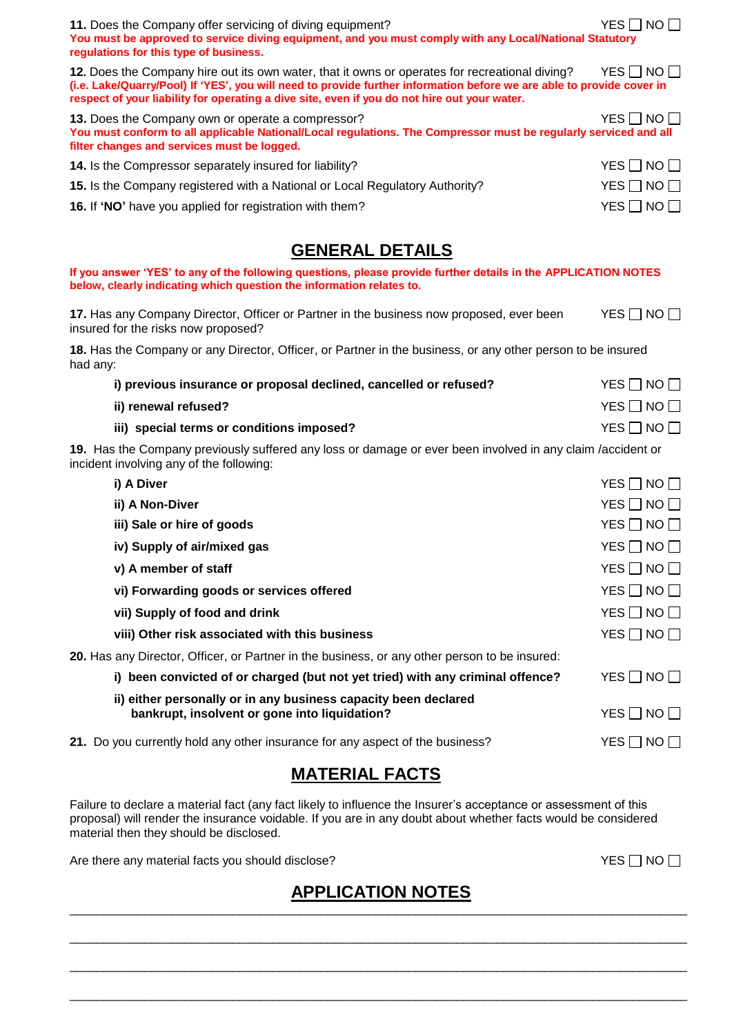**11.** Does the Company offer servicing of diving equipment? YES ☐ NO ☐

**You must be approved to service diving equipment, and you must comply with any Local/National Statutory regulations for this type of business.**

**12.** Does the Company hire out its own water, that it owns or operates for recreational diving? YES ☐ NO ☐

**(i.e. Lake/Quarry/Pool) If 'YES', you will need to provide further information before we are able to provide cover in respect of your liability for operating a dive site, even if you do not hire out your water.**

**13.** Does the Company own or operate a compressor? YES ☐ NO ☐

**You must conform to all applicable National/Local regulations. The Compressor must be regularly serviced and all filter changes and services must be logged.**

**14.** Is the Compressor separately insured for liability? YES ☐ NO ☐

**15.** Is the Company registered with a National or Local Regulatory Authority? YES ☐ NO ☐

**16.** If **'NO'** have you applied for registration with them? YES ☐ NO ☐

## GENERAL DETAILS

**If you answer 'YES' to any of the following questions, please provide further details in the APPLICATION NOTES below, clearly indicating which question the information relates to.**

**17.** Has any Company Director, Officer or Partner in the business now proposed, ever been insured for the risks now proposed? YES ☐ NO ☐

**18.** Has the Company or any Director, Officer, or Partner in the business, or any other person to be insured had any:

- **i) previous insurance or proposal declined, cancelled or refused?** YES ☐ NO ☐
- **ii) renewal refused?** YES ☐ NO ☐
- **iii) special terms or conditions imposed?** YES ☐ NO ☐

**19.** Has the Company previously suffered any loss or damage or ever been involved in any claim /accident or incident involving any of the following:

- **i) A Diver** YES ☐ NO ☐
- **ii) A Non-Diver** YES ☐ NO ☐
- **iii) Sale or hire of goods** YES ☐ NO ☐
- **iv) Supply of air/mixed gas** YES ☐ NO ☐
- **v) A member of staff** YES ☐ NO ☐
- **vi) Forwarding goods or services offered** YES ☐ NO ☐
- **vii) Supply of food and drink** YES ☐ NO ☐
- **viii) Other risk associated with this business** YES ☐ NO ☐

**20.** Has any Director, Officer, or Partner in the business, or any other person to be insured:

- **i) been convicted of or charged (but not yet tried) with any criminal offence?** YES ☐ NO ☐
- **ii) either personally or in any business capacity been declared bankrupt, insolvent or gone into liquidation?** YES ☐ NO ☐

**21.** Do you currently hold any other insurance for any aspect of the business? YES ☐ NO ☐

## MATERIAL FACTS

Failure to declare a material fact (any fact likely to influence the Insurer's acceptance or assessment of this proposal) will render the insurance voidable. If you are in any doubt about whether facts would be considered material then they should be disclosed.

Are there any material facts you should disclose? YES ☐ NO ☐

## APPLICATION NOTES

___________________________________________________________________________

___________________________________________________________________________

___________________________________________________________________________

___________________________________________________________________________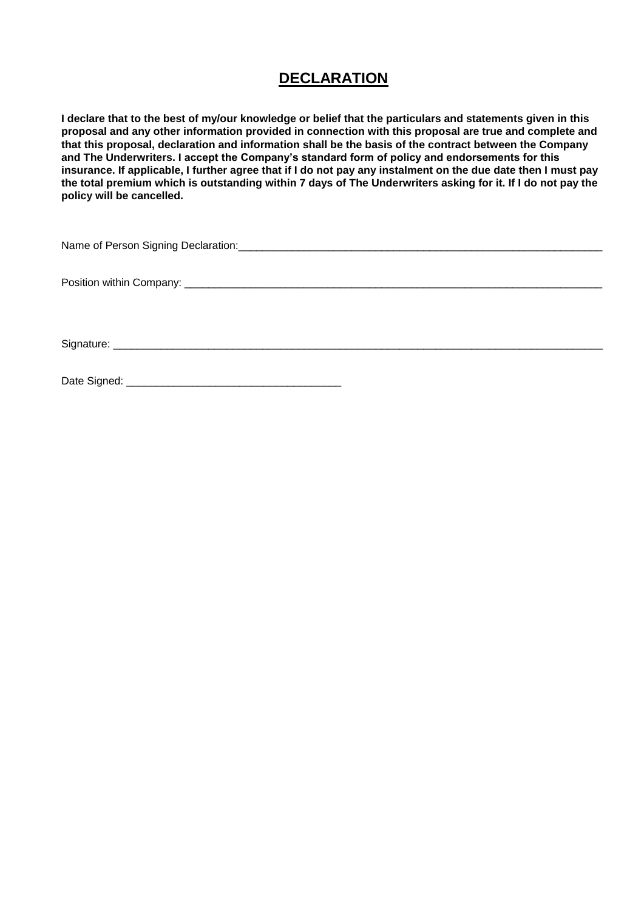# DECLARATION

**I declare that to the best of my/our knowledge or belief that the particulars and statements given in this proposal and any other information provided in connection with this proposal are true and complete and that this proposal, declaration and information shall be the basis of the contract between the Company and The Underwriters. I accept the Company's standard form of policy and endorsements for this insurance. If applicable, I further agree that if I do not pay any instalment on the due date then I must pay the total premium which is outstanding within 7 days of The Underwriters asking for it. If I do not pay the policy will be cancelled.**

Name of Person Signing Declaration:_______________________________________________________________

Position within Company: ______________________________________________________________________

Signature: ________________________________________________________________________________

Date Signed: ____________________________________